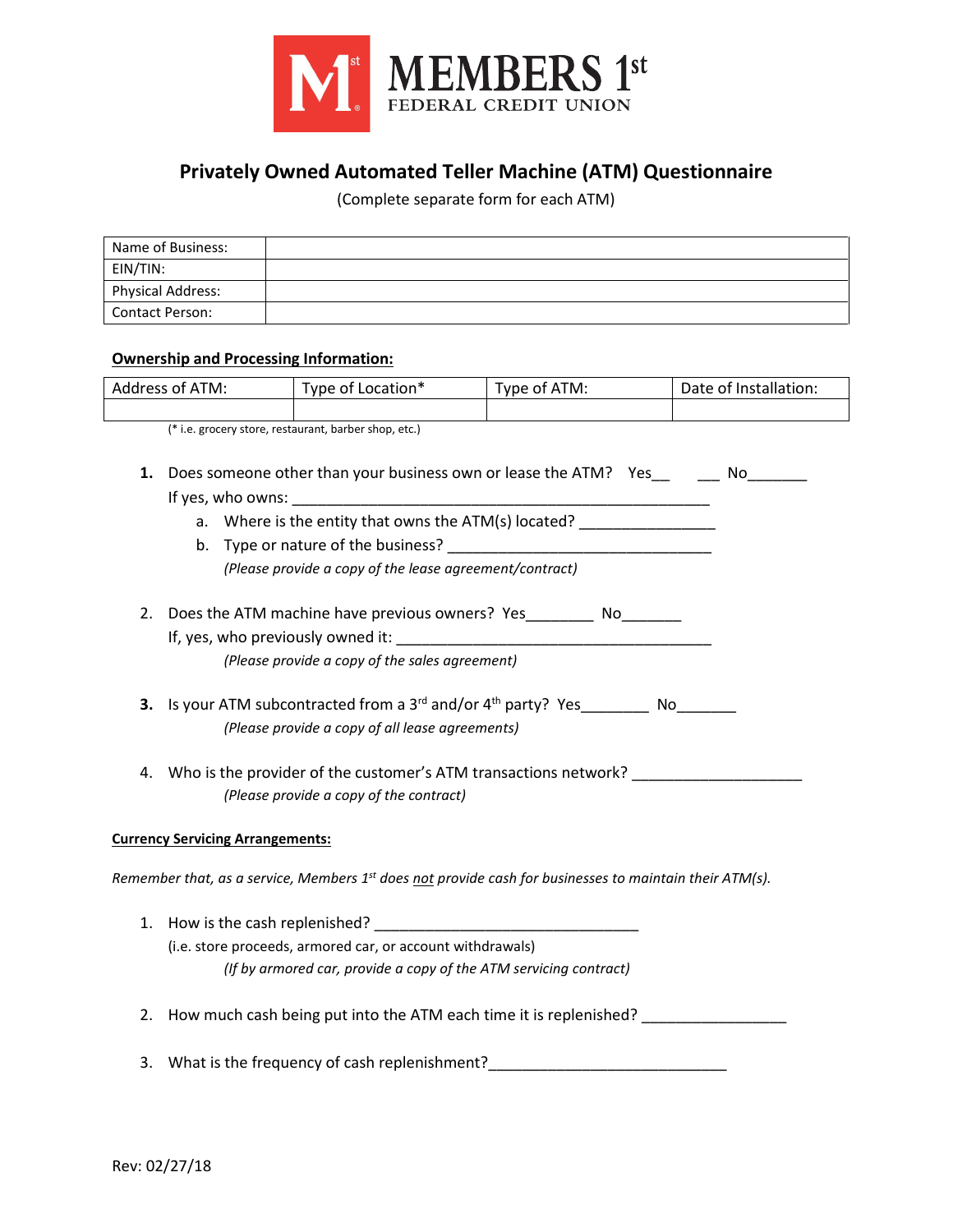MEMBERS 1st
FEDERAL CREDIT UNION

# Privately Owned Automated Teller Machine (ATM) Questionnaire

(Complete separate form for each ATM)

| Name of Business: | |
|---|---|
| EIN/TIN: | |
| Physical Address: | |
| Contact Person: | |

**Ownership and Processing Information:**

| Address of ATM: | Type of Location* | Type of ATM: | Date of Installation: |
|---|---|---|---|
| | | | |

(* i.e. grocery store, restaurant, barber shop, etc.)

1. Does someone other than your business own or lease the ATM? Yes__ ___ No_______
   If yes, who owns: ___________________________________________________
   a. Where is the entity that owns the ATM(s) located? ________________
   b. Type or nature of the business? ________________________________
   *(Please provide a copy of the lease agreement/contract)*

2. Does the ATM machine have previous owners? Yes________ No_______
   If, yes, who previously owned it: _______________________________________
   *(Please provide a copy of the sales agreement)*

3. Is your ATM subcontracted from a 3rd and/or 4th party? Yes________ No_______
   *(Please provide a copy of all lease agreements)*

4. Who is the provider of the customer's ATM transactions network? ____________________
   *(Please provide a copy of the contract)*

**Currency Servicing Arrangements:**

*Remember that, as a service, Members 1st does not provide cash for businesses to maintain their ATM(s).*

1. How is the cash replenished? ________________________________
   (i.e. store proceeds, armored car, or account withdrawals)
   *(If by armored car, provide a copy of the ATM servicing contract)*

2. How much cash being put into the ATM each time it is replenished? _________________

3. What is the frequency of cash replenishment?____________________________

Rev: 02/27/18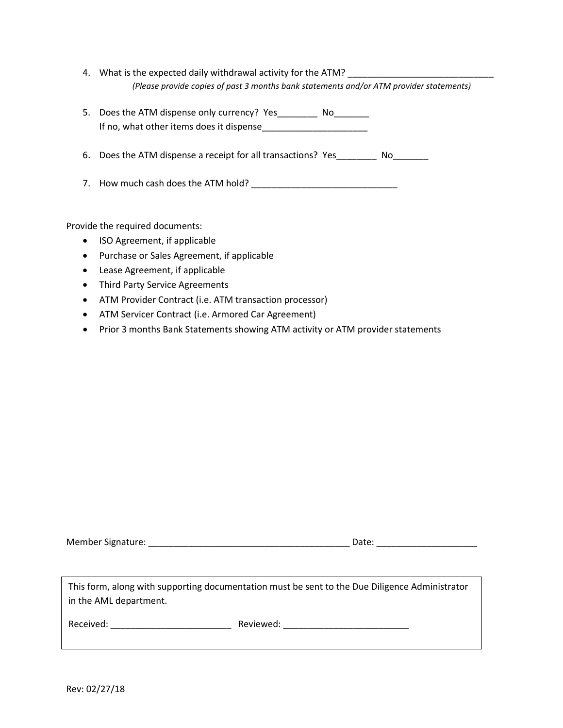4. What is the expected daily withdrawal activity for the ATM? ______________________________
   *(Please provide copies of past 3 months bank statements and/or ATM provider statements)*

5. Does the ATM dispense only currency? Yes________ No_______
   If no, what other items does it dispense_____________________

6. Does the ATM dispense a receipt for all transactions? Yes________ No_______

7. How much cash does the ATM hold? ______________________________

Provide the required documents:

- ISO Agreement, if applicable
- Purchase or Sales Agreement, if applicable
- Lease Agreement, if applicable
- Third Party Service Agreements
- ATM Provider Contract (i.e. ATM transaction processor)
- ATM Servicer Contract (i.e. Armored Car Agreement)
- Prior 3 months Bank Statements showing ATM activity or ATM provider statements

Member Signature: ________________________________________ Date: ____________________

This form, along with supporting documentation must be sent to the Due Diligence Administrator in the AML department.

Received: _________________________ Reviewed: _________________________

Rev: 02/27/18